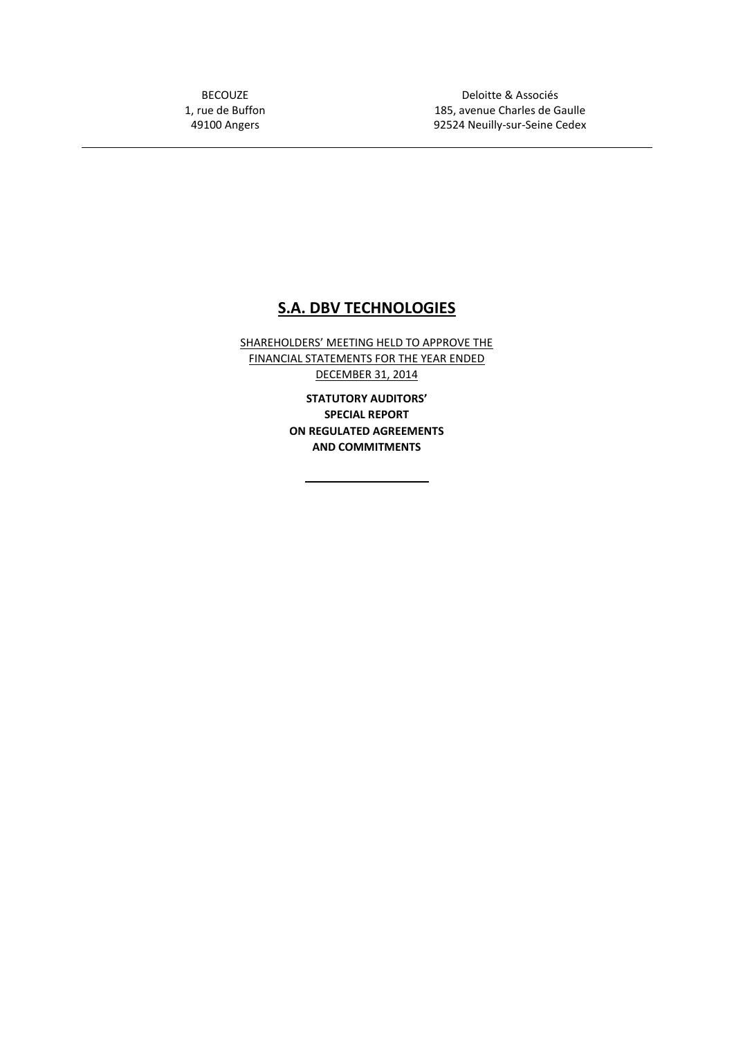BECOUZE
1, rue de Buffon
49100 Angers

Deloitte & Associés
185, avenue Charles de Gaulle
92524 Neuilly-sur-Seine Cedex

---

# S.A. DBV TECHNOLOGIES

SHAREHOLDERS' MEETING HELD TO APPROVE THE FINANCIAL STATEMENTS FOR THE YEAR ENDED DECEMBER 31, 2014

**STATUTORY AUDITORS' SPECIAL REPORT ON REGULATED AGREEMENTS AND COMMITMENTS**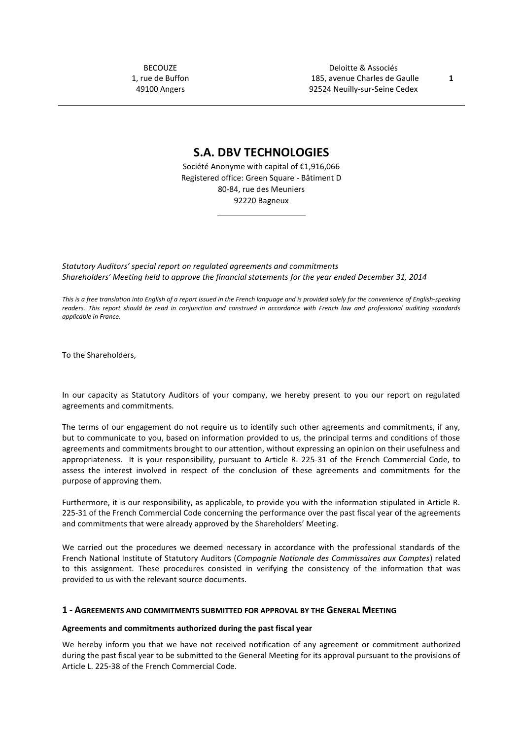BECOUZE
1, rue de Buffon
49100 Angers

Deloitte & Associés
185, avenue Charles de Gaulle
92524 Neuilly-sur-Seine Cedex

# S.A. DBV TECHNOLOGIES

Société Anonyme with capital of €1,916,066
Registered office: Green Square - Bâtiment D
80-84, rue des Meuniers
92220 Bagneux

*Statutory Auditors' special report on regulated agreements and commitments*
*Shareholders' Meeting held to approve the financial statements for the year ended December 31, 2014*

*This is a free translation into English of a report issued in the French language and is provided solely for the convenience of English-speaking readers. This report should be read in conjunction and construed in accordance with French law and professional auditing standards applicable in France.*

To the Shareholders,

In our capacity as Statutory Auditors of your company, we hereby present to you our report on regulated agreements and commitments.

The terms of our engagement do not require us to identify such other agreements and commitments, if any, but to communicate to you, based on information provided to us, the principal terms and conditions of those agreements and commitments brought to our attention, without expressing an opinion on their usefulness and appropriateness. It is your responsibility, pursuant to Article R. 225-31 of the French Commercial Code, to assess the interest involved in respect of the conclusion of these agreements and commitments for the purpose of approving them.

Furthermore, it is our responsibility, as applicable, to provide you with the information stipulated in Article R. 225-31 of the French Commercial Code concerning the performance over the past fiscal year of the agreements and commitments that were already approved by the Shareholders' Meeting.

We carried out the procedures we deemed necessary in accordance with the professional standards of the French National Institute of Statutory Auditors (*Compagnie Nationale des Commissaires aux Comptes*) related to this assignment. These procedures consisted in verifying the consistency of the information that was provided to us with the relevant source documents.

## 1 - AGREEMENTS AND COMMITMENTS SUBMITTED FOR APPROVAL BY THE GENERAL MEETING

**Agreements and commitments authorized during the past fiscal year**

We hereby inform you that we have not received notification of any agreement or commitment authorized during the past fiscal year to be submitted to the General Meeting for its approval pursuant to the provisions of Article L. 225-38 of the French Commercial Code.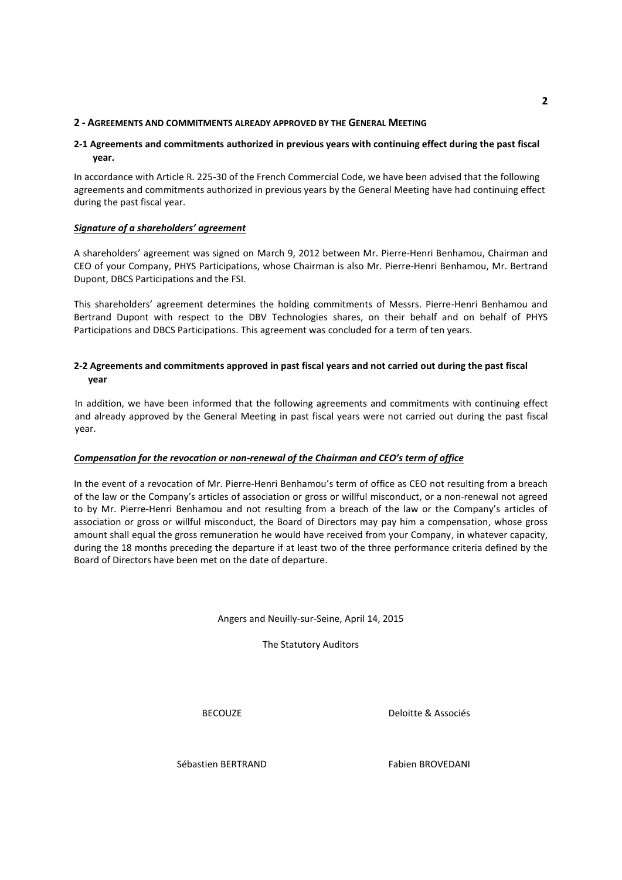## 2 - Agreements and commitments already approved by the General Meeting

### 2-1 Agreements and commitments authorized in previous years with continuing effect during the past fiscal year.

In accordance with Article R. 225-30 of the French Commercial Code, we have been advised that the following agreements and commitments authorized in previous years by the General Meeting have had continuing effect during the past fiscal year.

***Signature of a shareholders' agreement***

A shareholders' agreement was signed on March 9, 2012 between Mr. Pierre-Henri Benhamou, Chairman and CEO of your Company, PHYS Participations, whose Chairman is also Mr. Pierre-Henri Benhamou, Mr. Bertrand Dupont, DBCS Participations and the FSI.

This shareholders' agreement determines the holding commitments of Messrs. Pierre-Henri Benhamou and Bertrand Dupont with respect to the DBV Technologies shares, on their behalf and on behalf of PHYS Participations and DBCS Participations. This agreement was concluded for a term of ten years.

### 2-2 Agreements and commitments approved in past fiscal years and not carried out during the past fiscal year

In addition, we have been informed that the following agreements and commitments with continuing effect and already approved by the General Meeting in past fiscal years were not carried out during the past fiscal year.

***Compensation for the revocation or non-renewal of the Chairman and CEO's term of office***

In the event of a revocation of Mr. Pierre-Henri Benhamou's term of office as CEO not resulting from a breach of the law or the Company's articles of association or gross or willful misconduct, or a non-renewal not agreed to by Mr. Pierre-Henri Benhamou and not resulting from a breach of the law or the Company's articles of association or gross or willful misconduct, the Board of Directors may pay him a compensation, whose gross amount shall equal the gross remuneration he would have received from your Company, in whatever capacity, during the 18 months preceding the departure if at least two of the three performance criteria defined by the Board of Directors have been met on the date of departure.

Angers and Neuilly-sur-Seine, April 14, 2015

The Statutory Auditors

| | |
|---|---|
| BECOUZE | Deloitte & Associés |
| Sébastien BERTRAND | Fabien BROVEDANI |